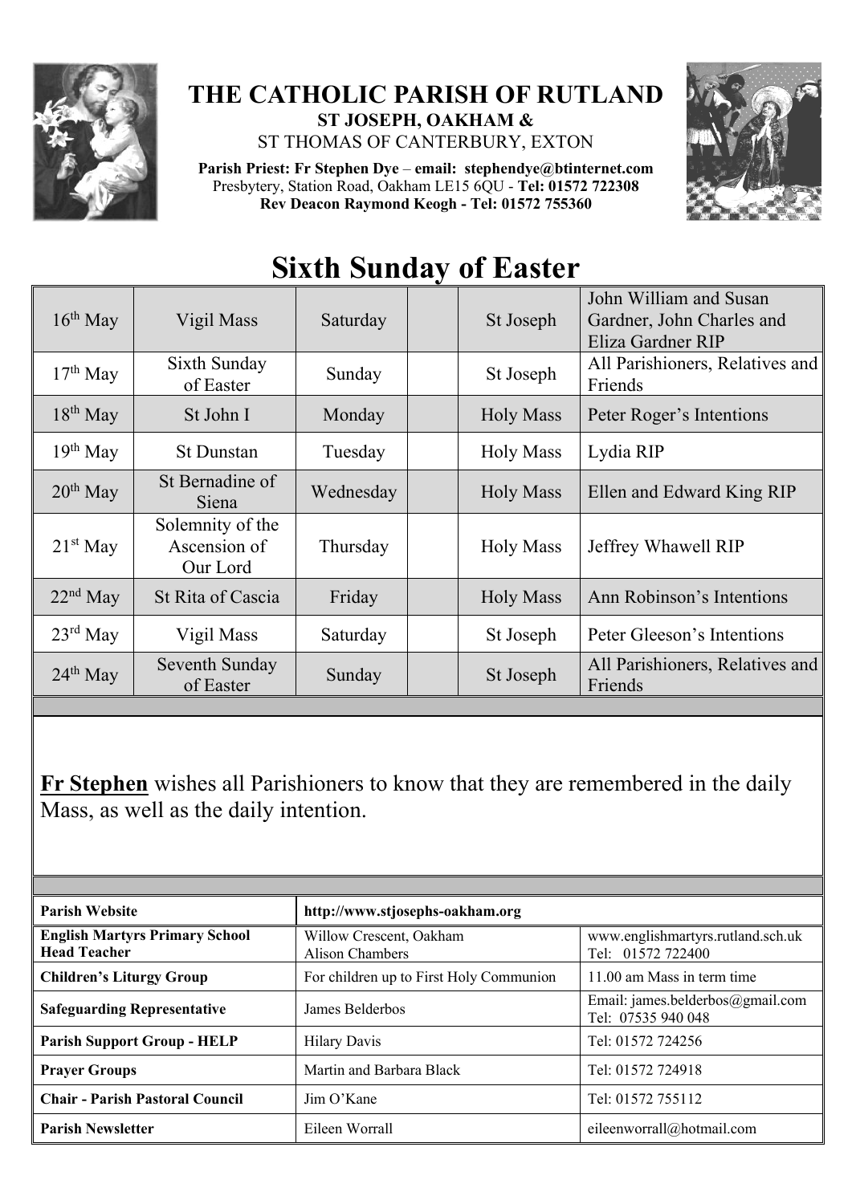# THE CATHOLIC PARISH OF RUTLAND

**ST JOSEPH, OAKHAM &**

ST THOMAS OF CANTERBURY, EXTON

**Parish Priest: Fr Stephen Dye – email: stephendye@btinternet.com**
Presbytery, Station Road, Oakham LE15 6QU - **Tel: 01572 722308**
**Rev Deacon Raymond Keogh - Tel: 01572 755360**

# Sixth Sunday of Easter

| | | | | | |
|---|---|---|---|---|---|
| 16th May | Vigil Mass | Saturday | | St Joseph | John William and Susan Gardner, John Charles and Eliza Gardner RIP |
| 17th May | Sixth Sunday of Easter | Sunday | | St Joseph | All Parishioners, Relatives and Friends |
| 18th May | St John I | Monday | | Holy Mass | Peter Roger's Intentions |
| 19th May | St Dunstan | Tuesday | | Holy Mass | Lydia RIP |
| 20th May | St Bernadine of Siena | Wednesday | | Holy Mass | Ellen and Edward King RIP |
| 21st May | Solemnity of the Ascension of Our Lord | Thursday | | Holy Mass | Jeffrey Whawell RIP |
| 22nd May | St Rita of Cascia | Friday | | Holy Mass | Ann Robinson's Intentions |
| 23rd May | Vigil Mass | Saturday | | St Joseph | Peter Gleeson's Intentions |
| 24th May | Seventh Sunday of Easter | Sunday | | St Joseph | All Parishioners, Relatives and Friends |

**Fr Stephen** wishes all Parishioners to know that they are remembered in the daily Mass, as well as the daily intention.

| | | |
|---|---|---|
| **Parish Website** | **http://www.stjosephs-oakham.org** | |
| **English Martyrs Primary School Head Teacher** | Willow Crescent, Oakham Alison Chambers | www.englishmartyrs.rutland.sch.uk Tel: 01572 722400 |
| **Children's Liturgy Group** | For children up to First Holy Communion | 11.00 am Mass in term time |
| **Safeguarding Representative** | James Belderbos | Email: james.belderbos@gmail.com Tel: 07535 940 048 |
| **Parish Support Group - HELP** | Hilary Davis | Tel: 01572 724256 |
| **Prayer Groups** | Martin and Barbara Black | Tel: 01572 724918 |
| **Chair - Parish Pastoral Council** | Jim O'Kane | Tel: 01572 755112 |
| **Parish Newsletter** | Eileen Worrall | eileenworrall@hotmail.com |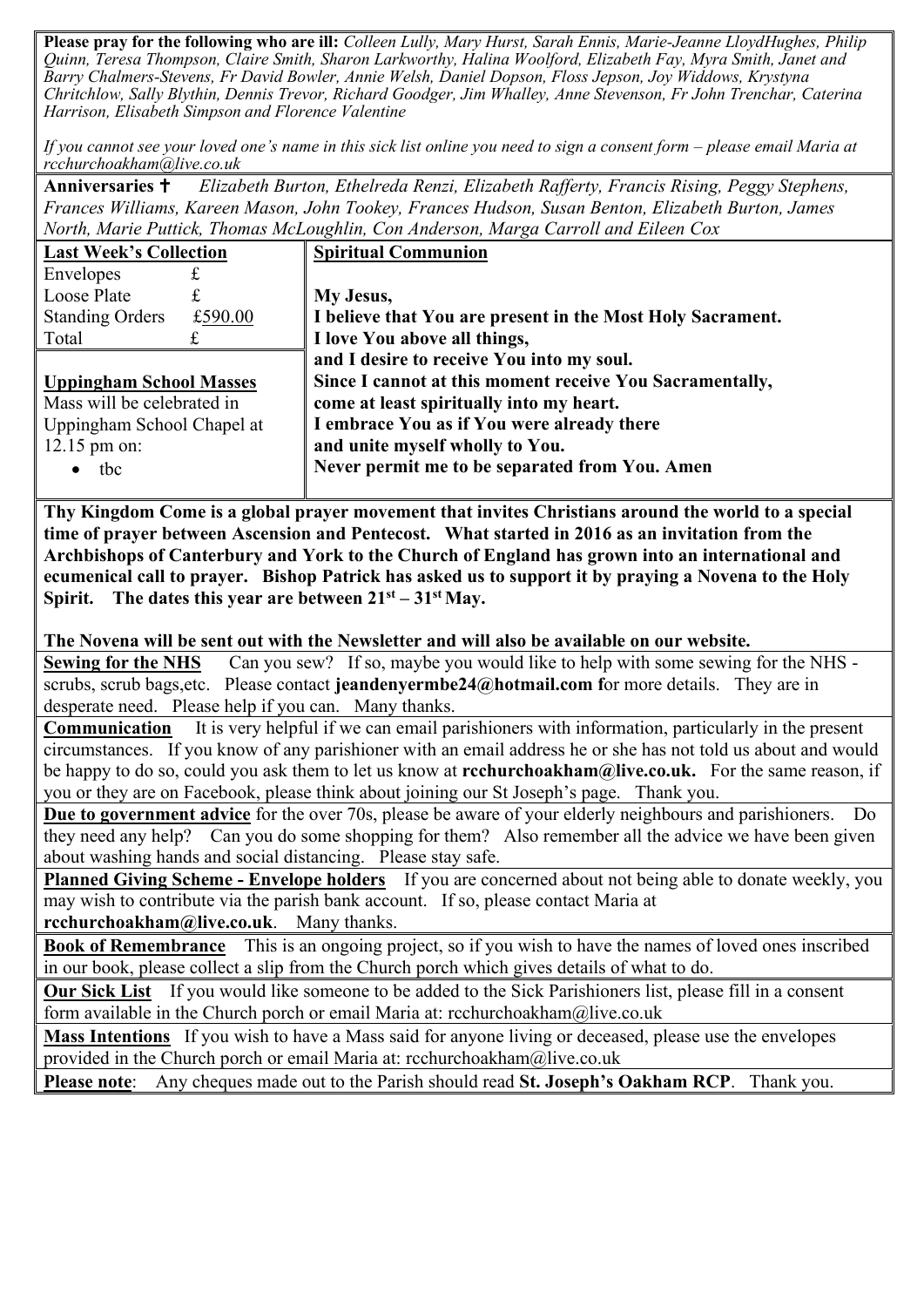**Please pray for the following who are ill:** *Colleen Lully, Mary Hurst, Sarah Ennis, Marie-Jeanne LloydHughes, Philip Quinn, Teresa Thompson, Claire Smith, Sharon Larkworthy, Halina Woolford, Elizabeth Fay, Myra Smith, Janet and Barry Chalmers-Stevens, Fr David Bowler, Annie Welsh, Daniel Dopson, Floss Jepson, Joy Widdows, Krystyna Chritchlow, Sally Blythin, Dennis Trevor, Richard Goodger, Jim Whalley, Anne Stevenson, Fr John Trenchar, Caterina Harrison, Elisabeth Simpson and Florence Valentine*

*If you cannot see your loved one's name in this sick list online you need to sign a consent form – please email Maria at rcchurchoakham@live.co.uk*

**Anniversaries ✝** *Elizabeth Burton, Ethelreda Renzi, Elizabeth Rafferty, Francis Rising, Peggy Stephens, Frances Williams, Kareen Mason, John Tookey, Frances Hudson, Susan Benton, Elizabeth Burton, James North, Marie Puttick, Thomas McLoughlin, Con Anderson, Marga Carroll and Eileen Cox*

**Last Week's Collection**

| | |
|---|---|
| Envelopes | £ |
| Loose Plate | £ |
| Standing Orders | £590.00 |
| Total | £ |

**Uppingham School Masses**

Mass will be celebrated in Uppingham School Chapel at 12.15 pm on:

- tbc

**Spiritual Communion**

**My Jesus,**
**I believe that You are present in the Most Holy Sacrament.**
**I love You above all things,**
**and I desire to receive You into my soul.**
**Since I cannot at this moment receive You Sacramentally,**
**come at least spiritually into my heart.**
**I embrace You as if You were already there**
**and unite myself wholly to You.**
**Never permit me to be separated from You. Amen**

**Thy Kingdom Come is a global prayer movement that invites Christians around the world to a special time of prayer between Ascension and Pentecost. What started in 2016 as an invitation from the Archbishops of Canterbury and York to the Church of England has grown into an international and ecumenical call to prayer. Bishop Patrick has asked us to support it by praying a Novena to the Holy Spirit. The dates this year are between 21st – 31st May.**

**The Novena will be sent out with the Newsletter and will also be available on our website.**

**Sewing for the NHS** Can you sew? If so, maybe you would like to help with some sewing for the NHS - scrubs, scrub bags,etc. Please contact **jeandenyermbe24@hotmail.com f**or more details. They are in desperate need. Please help if you can. Many thanks.

**Communication** It is very helpful if we can email parishioners with information, particularly in the present circumstances. If you know of any parishioner with an email address he or she has not told us about and would be happy to do so, could you ask them to let us know at **rcchurchoakham@live.co.uk.** For the same reason, if you or they are on Facebook, please think about joining our St Joseph's page. Thank you.

**Due to government advice** for the over 70s, please be aware of your elderly neighbours and parishioners. Do they need any help? Can you do some shopping for them? Also remember all the advice we have been given about washing hands and social distancing. Please stay safe.

**Planned Giving Scheme - Envelope holders** If you are concerned about not being able to donate weekly, you may wish to contribute via the parish bank account. If so, please contact Maria at **rcchurchoakham@live.co.uk**. Many thanks.

**Book of Remembrance** This is an ongoing project, so if you wish to have the names of loved ones inscribed in our book, please collect a slip from the Church porch which gives details of what to do.

**Our Sick List** If you would like someone to be added to the Sick Parishioners list, please fill in a consent form available in the Church porch or email Maria at: rcchurchoakham@live.co.uk

**Mass Intentions** If you wish to have a Mass said for anyone living or deceased, please use the envelopes provided in the Church porch or email Maria at: rcchurchoakham@live.co.uk

**Please note**: Any cheques made out to the Parish should read **St. Joseph's Oakham RCP**. Thank you.